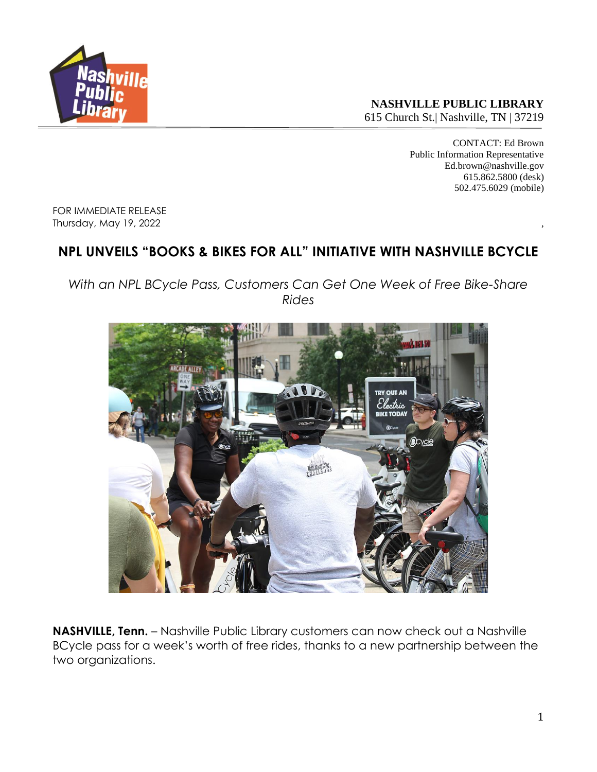**NASHVILLE PUBLIC LIBRARY**
615 Church St.| Nashville, TN | 37219

CONTACT: Ed Brown
Public Information Representative
Ed.brown@nashville.gov
615.862.5800 (desk)
502.475.6029 (mobile)

FOR IMMEDIATE RELEASE
Thursday, May 19, 2022

# NPL UNVEILS "BOOKS & BIKES FOR ALL" INITIATIVE WITH NASHVILLE BCYCLE

*With an NPL BCycle Pass, Customers Can Get One Week of Free Bike-Share Rides*

**NASHVILLE, Tenn.** – Nashville Public Library customers can now check out a Nashville BCycle pass for a week's worth of free rides, thanks to a new partnership between the two organizations.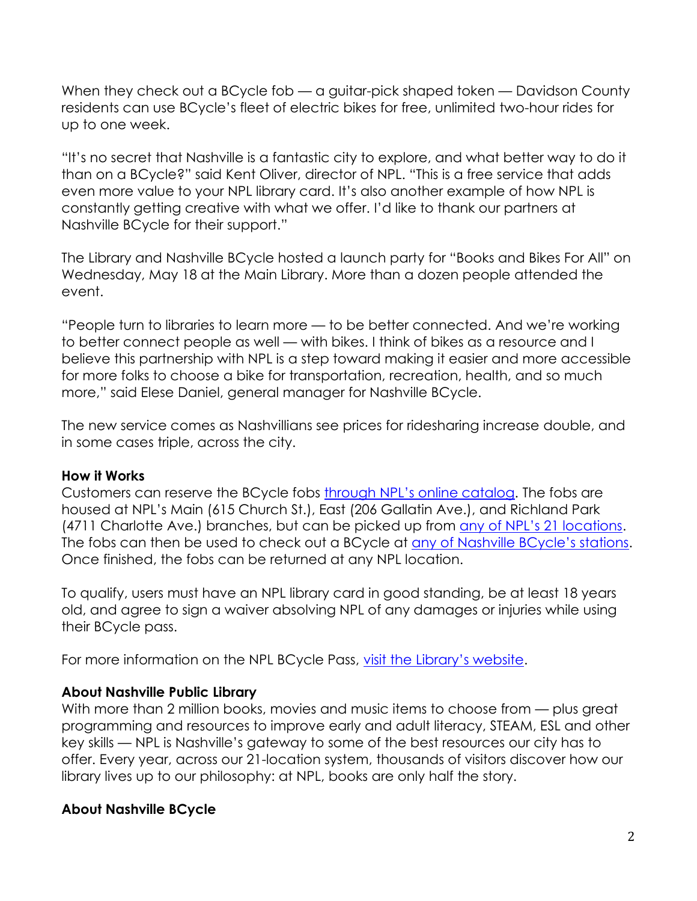When they check out a BCycle fob — a guitar-pick shaped token — Davidson County residents can use BCycle's fleet of electric bikes for free, unlimited two-hour rides for up to one week.

"It's no secret that Nashville is a fantastic city to explore, and what better way to do it than on a BCycle?" said Kent Oliver, director of NPL. "This is a free service that adds even more value to your NPL library card. It's also another example of how NPL is constantly getting creative with what we offer. I'd like to thank our partners at Nashville BCycle for their support."

The Library and Nashville BCycle hosted a launch party for "Books and Bikes For All" on Wednesday, May 18 at the Main Library. More than a dozen people attended the event.

"People turn to libraries to learn more — to be better connected. And we're working to better connect people as well — with bikes. I think of bikes as a resource and I believe this partnership with NPL is a step toward making it easier and more accessible for more folks to choose a bike for transportation, recreation, health, and so much more," said Elese Daniel, general manager for Nashville BCycle.

The new service comes as Nashvillians see prices for ridesharing increase double, and in some cases triple, across the city.

**How it Works**

Customers can reserve the BCycle fobs [through NPL's online catalog](). The fobs are housed at NPL's Main (615 Church St.), East (206 Gallatin Ave.), and Richland Park (4711 Charlotte Ave.) branches, but can be picked up from [any of NPL's 21 locations](). The fobs can then be used to check out a BCycle at [any of Nashville BCycle's stations](). Once finished, the fobs can be returned at any NPL location.

To qualify, users must have an NPL library card in good standing, be at least 18 years old, and agree to sign a waiver absolving NPL of any damages or injuries while using their BCycle pass.

For more information on the NPL BCycle Pass, [visit the Library's website]().

**About Nashville Public Library**

With more than 2 million books, movies and music items to choose from — plus great programming and resources to improve early and adult literacy, STEAM, ESL and other key skills — NPL is Nashville's gateway to some of the best resources our city has to offer. Every year, across our 21-location system, thousands of visitors discover how our library lives up to our philosophy: at NPL, books are only half the story.

**About Nashville BCycle**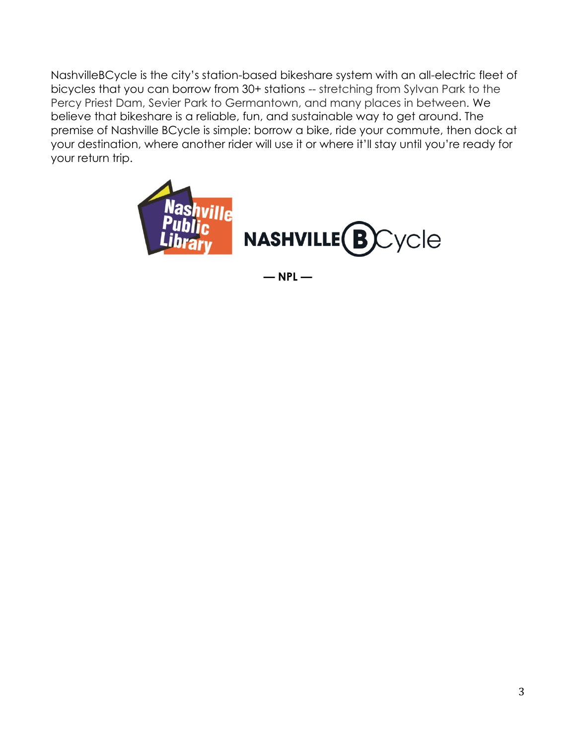NashvilleBCycle is the city's station-based bikeshare system with an all-electric fleet of bicycles that you can borrow from 30+ stations -- stretching from Sylvan Park to the Percy Priest Dam, Sevier Park to Germantown, and many places in between. We believe that bikeshare is a reliable, fun, and sustainable way to get around. The premise of Nashville BCycle is simple: borrow a bike, ride your commute, then dock at your destination, where another rider will use it or where it'll stay until you're ready for your return trip.

**— NPL —**